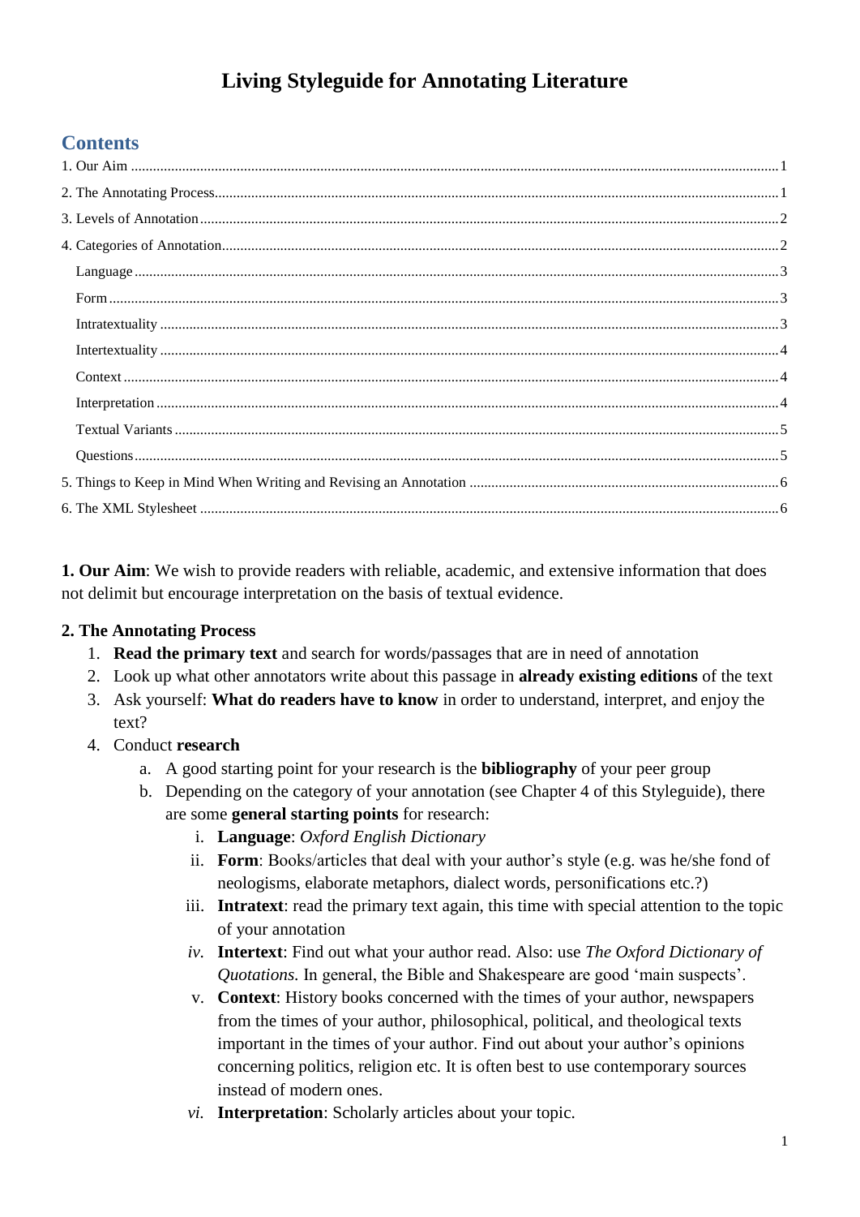# Living Styleguide for Annotating Literature

## Contents

1. Our Aim ..... 1
2. The Annotating Process ..... 1
3. Levels of Annotation ..... 2
4. Categories of Annotation ..... 2
   - Language ..... 3
   - Form ..... 3
   - Intratextuality ..... 3
   - Intertextuality ..... 4
   - Context ..... 4
   - Interpretation ..... 4
   - Textual Variants ..... 5
   - Questions ..... 5
5. Things to Keep in Mind When Writing and Revising an Annotation ..... 6
6. The XML Stylesheet ..... 6

**1. Our Aim**: We wish to provide readers with reliable, academic, and extensive information that does not delimit but encourage interpretation on the basis of textual evidence.

**2. The Annotating Process**

1. **Read the primary text** and search for words/passages that are in need of annotation
2. Look up what other annotators write about this passage in **already existing editions** of the text
3. Ask yourself: **What do readers have to know** in order to understand, interpret, and enjoy the text?
4. Conduct **research**
   a. A good starting point for your research is the **bibliography** of your peer group
   b. Depending on the category of your annotation (see Chapter 4 of this Styleguide), there are some **general starting points** for research:
      i. **Language**: *Oxford English Dictionary*
      ii. **Form**: Books/articles that deal with your author's style (e.g. was he/she fond of neologisms, elaborate metaphors, dialect words, personifications etc.?)
      iii. **Intratext**: read the primary text again, this time with special attention to the topic of your annotation
      *iv.* **Intertext**: Find out what your author read. Also: use *The Oxford Dictionary of Quotations*. In general, the Bible and Shakespeare are good 'main suspects'.
      v. **Context**: History books concerned with the times of your author, newspapers from the times of your author, philosophical, political, and theological texts important in the times of your author. Find out about your author's opinions concerning politics, religion etc. It is often best to use contemporary sources instead of modern ones.
      *vi.* **Interpretation**: Scholarly articles about your topic.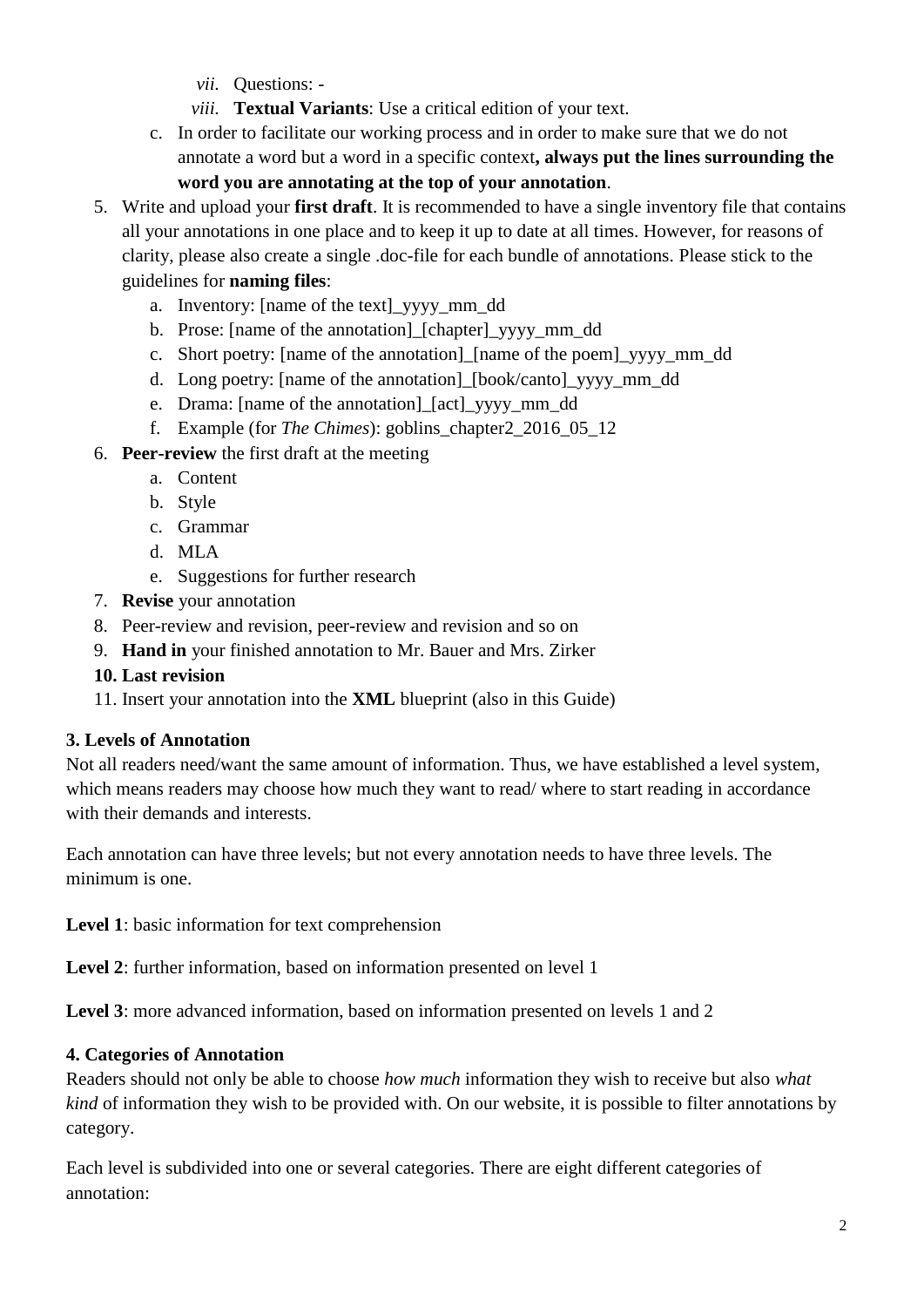vii. Questions: -
   viii. **Textual Variants**: Use a critical edition of your text.

   c. In order to facilitate our working process and in order to make sure that we do not annotate a word but a word in a specific context**, always put the lines surrounding the word you are annotating at the top of your annotation**.

5. Write and upload your **first draft**. It is recommended to have a single inventory file that contains all your annotations in one place and to keep it up to date at all times. However, for reasons of clarity, please also create a single .doc-file for each bundle of annotations. Please stick to the guidelines for **naming files**:
   a. Inventory: [name of the text]_yyyy_mm_dd
   b. Prose: [name of the annotation]_[chapter]_yyyy_mm_dd
   c. Short poetry: [name of the annotation]_[name of the poem]_yyyy_mm_dd
   d. Long poetry: [name of the annotation]_[book/canto]_yyyy_mm_dd
   e. Drama: [name of the annotation]_[act]_yyyy_mm_dd
   f. Example (for *The Chimes*): goblins_chapter2_2016_05_12
6. **Peer-review** the first draft at the meeting
   a. Content
   b. Style
   c. Grammar
   d. MLA
   e. Suggestions for further research
7. **Revise** your annotation
8. Peer-review and revision, peer-review and revision and so on
9. **Hand in** your finished annotation to Mr. Bauer and Mrs. Zirker
10. **Last revision**
11. Insert your annotation into the **XML** blueprint (also in this Guide)

**3. Levels of Annotation**

Not all readers need/want the same amount of information. Thus, we have established a level system, which means readers may choose how much they want to read/ where to start reading in accordance with their demands and interests.

Each annotation can have three levels; but not every annotation needs to have three levels. The minimum is one.

**Level 1**: basic information for text comprehension

**Level 2**: further information, based on information presented on level 1

**Level 3**: more advanced information, based on information presented on levels 1 and 2

**4. Categories of Annotation**

Readers should not only be able to choose *how much* information they wish to receive but also *what kind* of information they wish to be provided with. On our website, it is possible to filter annotations by category.

Each level is subdivided into one or several categories. There are eight different categories of annotation: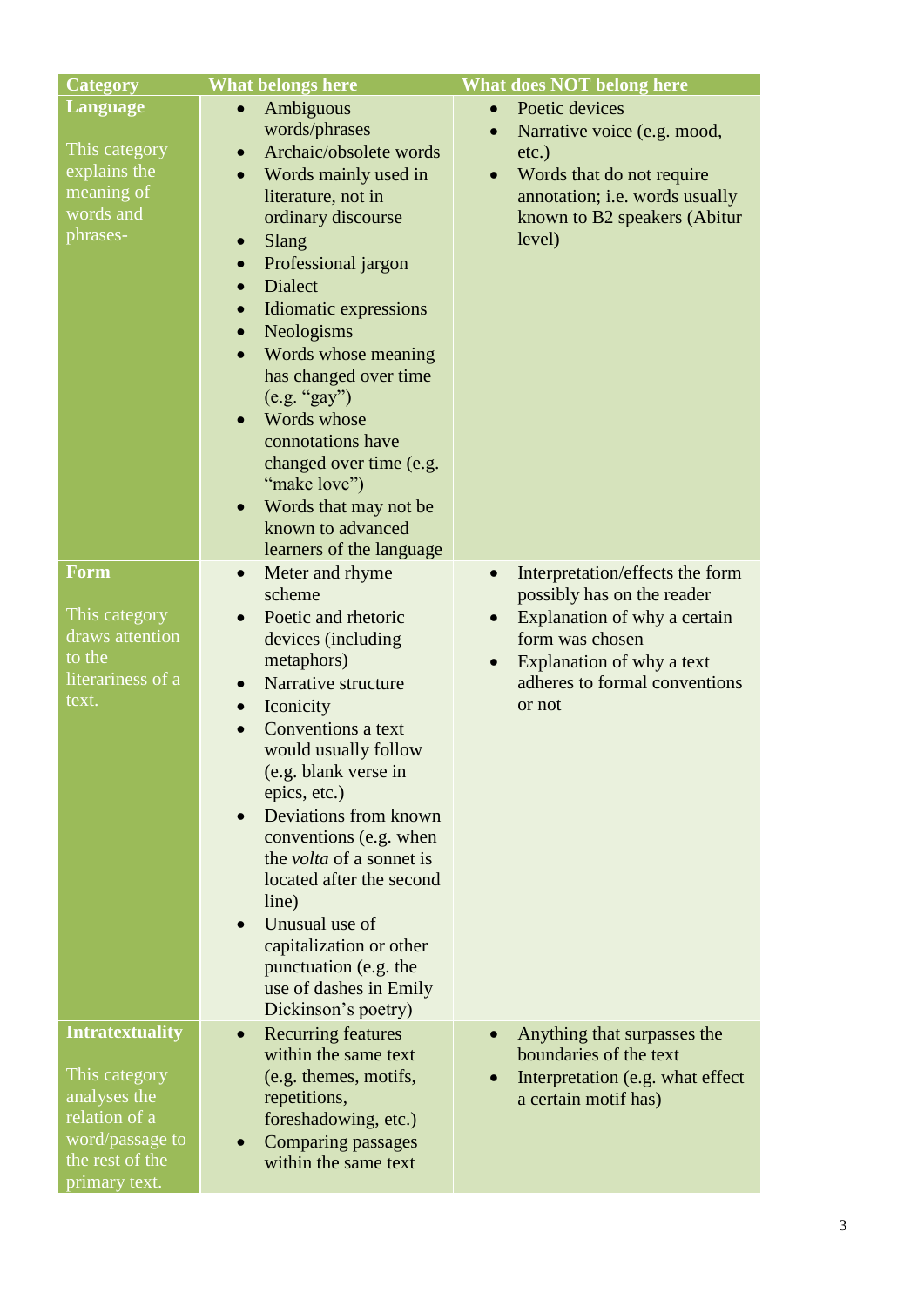| Category | What belongs here | What does NOT belong here |
|---|---|---|
| **Language**<br><br>This category explains the meaning of words and phrases- | • Ambiguous words/phrases<br>• Archaic/obsolete words<br>• Words mainly used in literature, not in ordinary discourse<br>• Slang<br>• Professional jargon<br>• Dialect<br>• Idiomatic expressions<br>• Neologisms<br>• Words whose meaning has changed over time (e.g. “gay”)<br>• Words whose connotations have changed over time (e.g. “make love”)<br>• Words that may not be known to advanced learners of the language | • Poetic devices<br>• Narrative voice (e.g. mood, etc.)<br>• Words that do not require annotation; i.e. words usually known to B2 speakers (Abitur level) |
| **Form**<br><br>This category draws attention to the literariness of a text. | • Meter and rhyme scheme<br>• Poetic and rhetoric devices (including metaphors)<br>• Narrative structure<br>• Iconicity<br>• Conventions a text would usually follow (e.g. blank verse in epics, etc.)<br>• Deviations from known conventions (e.g. when the *volta* of a sonnet is located after the second line)<br>• Unusual use of capitalization or other punctuation (e.g. the use of dashes in Emily Dickinson’s poetry) | • Interpretation/effects the form possibly has on the reader<br>• Explanation of why a certain form was chosen<br>• Explanation of why a text adheres to formal conventions or not |
| **Intratextuality**<br><br>This category analyses the relation of a word/passage to the rest of the primary text. | • Recurring features within the same text (e.g. themes, motifs, repetitions, foreshadowing, etc.)<br>• Comparing passages within the same text | • Anything that surpasses the boundaries of the text<br>• Interpretation (e.g. what effect a certain motif has) |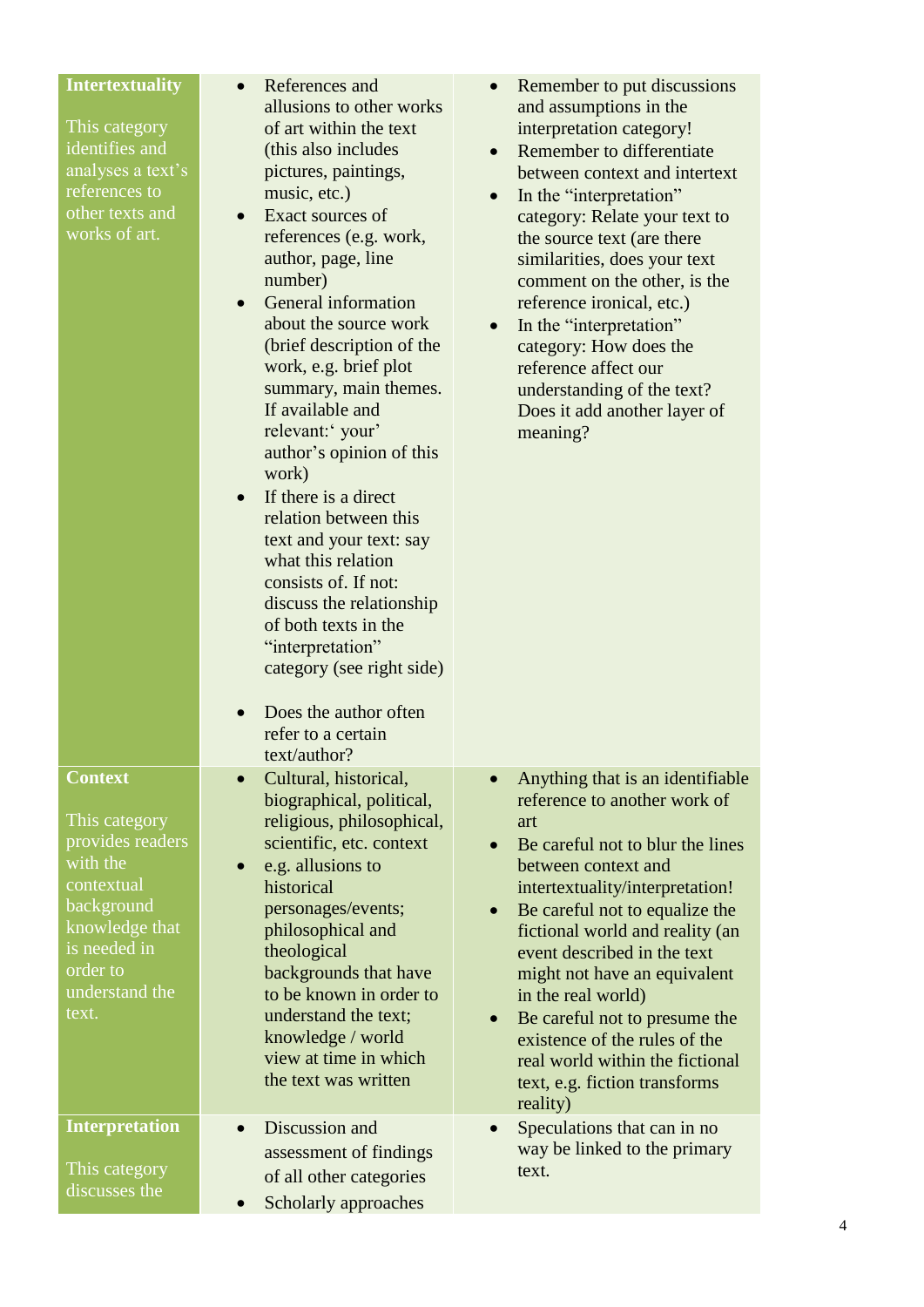| | | |
|---|---|---|
| **Intertextuality**<br><br>This category identifies and analyses a text's references to other texts and works of art. | • References and allusions to other works of art within the text (this also includes pictures, paintings, music, etc.)<br>• Exact sources of references (e.g. work, author, page, line number)<br>• General information about the source work (brief description of the work, e.g. brief plot summary, main themes. If available and relevant:' your' author's opinion of this work)<br>• If there is a direct relation between this text and your text: say what this relation consists of. If not: discuss the relationship of both texts in the "interpretation" category (see right side)<br><br>• Does the author often refer to a certain text/author? | • Remember to put discussions and assumptions in the interpretation category!<br>• Remember to differentiate between context and intertext<br>• In the "interpretation" category: Relate your text to the source text (are there similarities, does your text comment on the other, is the reference ironical, etc.)<br>• In the "interpretation" category: How does the reference affect our understanding of the text? Does it add another layer of meaning? |
| **Context**<br><br>This category provides readers with the contextual background knowledge that is needed in order to understand the text. | • Cultural, historical, biographical, political, religious, philosophical, scientific, etc. context<br>• e.g. allusions to historical personages/events; philosophical and theological backgrounds that have to be known in order to understand the text; knowledge / world view at time in which the text was written | • Anything that is an identifiable reference to another work of art<br>• Be careful not to blur the lines between context and intertextuality/interpretation!<br>• Be careful not to equalize the fictional world and reality (an event described in the text might not have an equivalent in the real world)<br>• Be careful not to presume the existence of the rules of the real world within the fictional text, e.g. fiction transforms reality) |
| **Interpretation**<br><br>This category discusses the | • Discussion and assessment of findings of all other categories<br>• Scholarly approaches | • Speculations that can in no way be linked to the primary text. |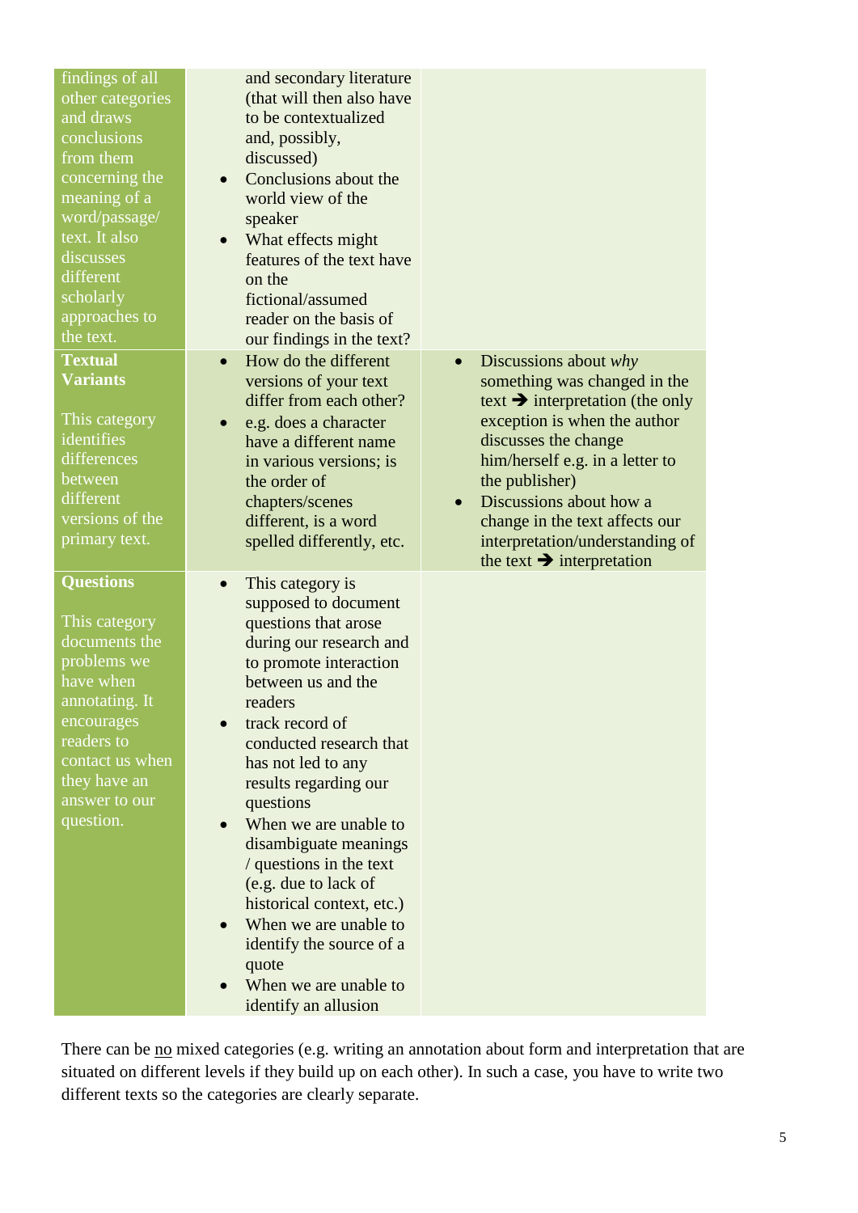| | | |
|---|---|---|
| findings of all other categories and draws conclusions from them concerning the meaning of a word/passage/ text. It also discusses different scholarly approaches to the text. | and secondary literature (that will then also have to be contextualized and, possibly, discussed)<br>• Conclusions about the world view of the speaker<br>• What effects might features of the text have on the fictional/assumed reader on the basis of our findings in the text? | |
| **Textual Variants**<br><br>This category identifies differences between different versions of the primary text. | • How do the different versions of your text differ from each other?<br>• e.g. does a character have a different name in various versions; is the order of chapters/scenes different, is a word spelled differently, etc. | • Discussions about *why* something was changed in the text ➔ interpretation (the only exception is when the author discusses the change him/herself e.g. in a letter to the publisher)<br>• Discussions about how a change in the text affects our interpretation/understanding of the text ➔ interpretation |
| **Questions**<br><br>This category documents the problems we have when annotating. It encourages readers to contact us when they have an answer to our question. | • This category is supposed to document questions that arose during our research and to promote interaction between us and the readers<br>• track record of conducted research that has not led to any results regarding our questions<br>• When we are unable to disambiguate meanings / questions in the text (e.g. due to lack of historical context, etc.)<br>• When we are unable to identify the source of a quote<br>• When we are unable to identify an allusion | |

There can be <u>no</u> mixed categories (e.g. writing an annotation about form and interpretation that are situated on different levels if they build up on each other). In such a case, you have to write two different texts so the categories are clearly separate.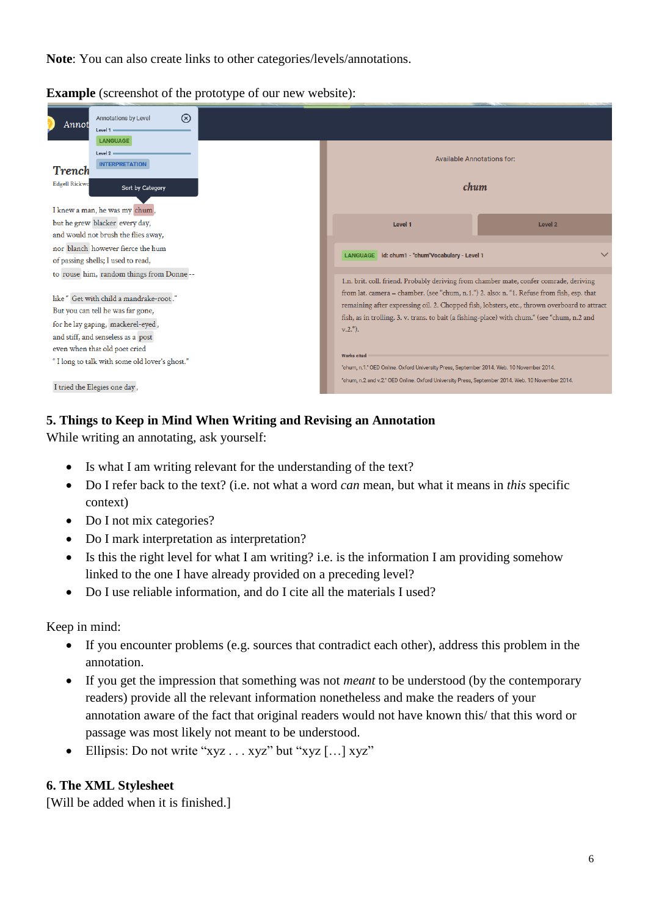**Note**: You can also create links to other categories/levels/annotations.

**Example** (screenshot of the prototype of our new website):

## 5. Things to Keep in Mind When Writing and Revising an Annotation

While writing an annotating, ask yourself:

- Is what I am writing relevant for the understanding of the text?
- Do I refer back to the text? (i.e. not what a word *can* mean, but what it means in *this* specific context)
- Do I not mix categories?
- Do I mark interpretation as interpretation?
- Is this the right level for what I am writing? i.e. is the information I am providing somehow linked to the one I have already provided on a preceding level?
- Do I use reliable information, and do I cite all the materials I used?

Keep in mind:

- If you encounter problems (e.g. sources that contradict each other), address this problem in the annotation.
- If you get the impression that something was not *meant* to be understood (by the contemporary readers) provide all the relevant information nonetheless and make the readers of your annotation aware of the fact that original readers would not have known this/ that this word or passage was most likely not meant to be understood.
- Ellipsis: Do not write "xyz . . . xyz" but "xyz […] xyz"

## 6. The XML Stylesheet

[Will be added when it is finished.]